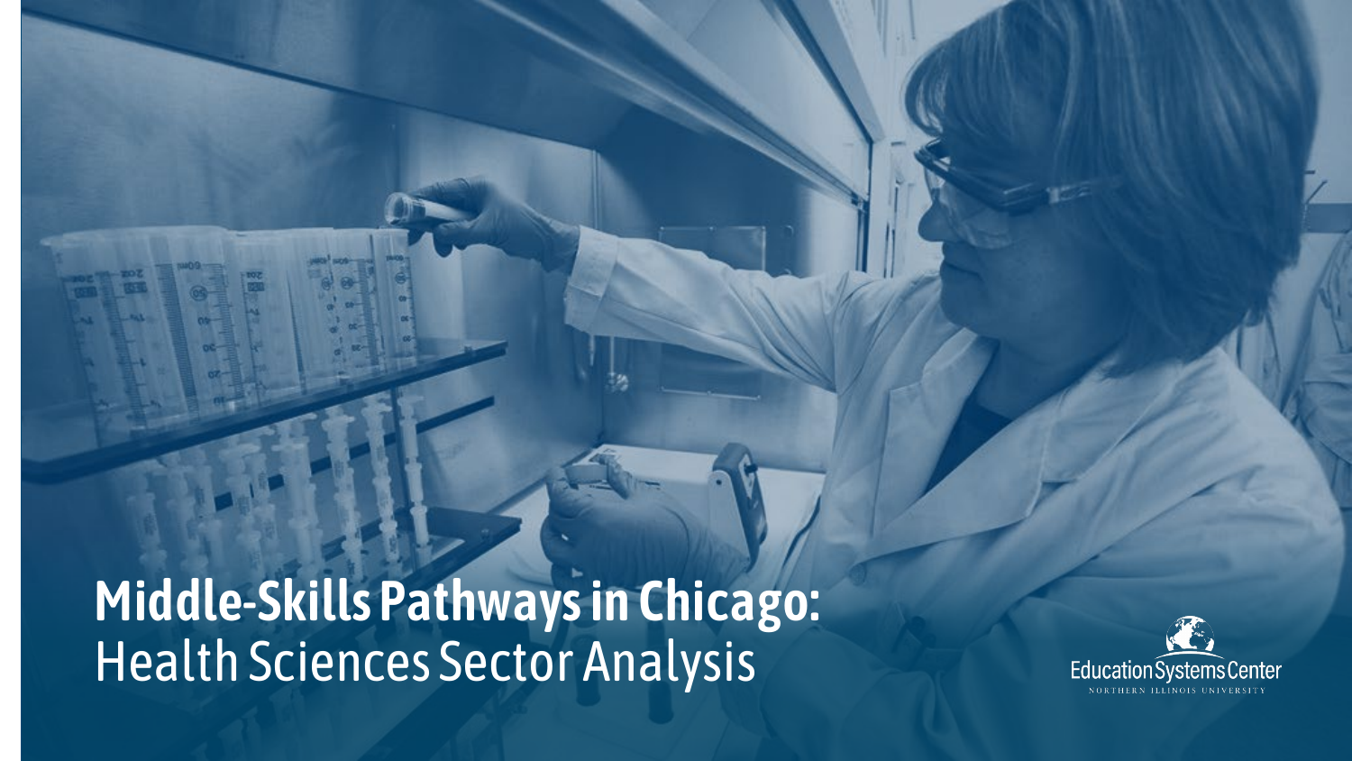# Middle-Skills Pathways in Chicago: Health Sciences Sector Analysis

Education Systems Center

NORTHERN ILLINOIS UNIVERSITY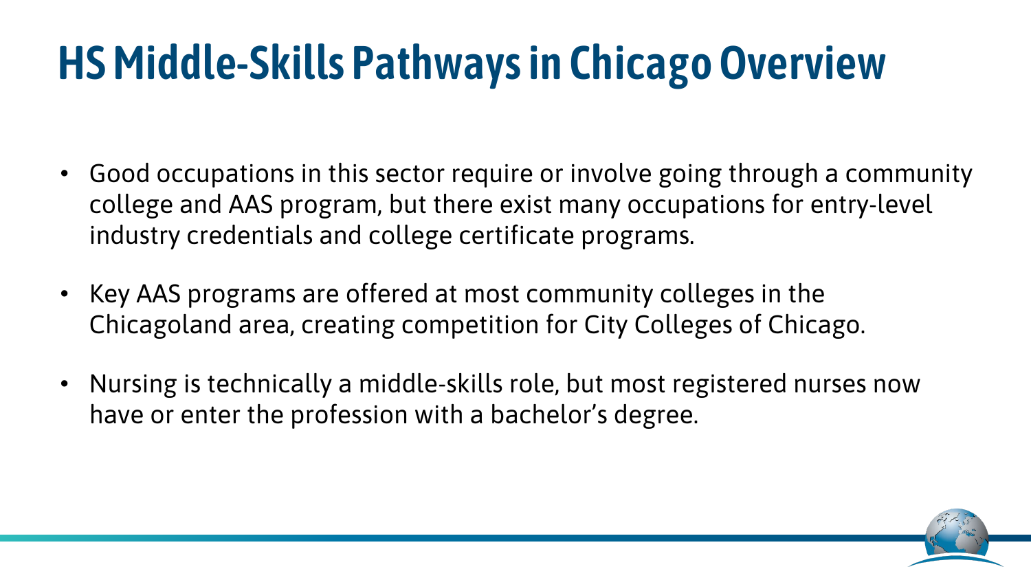# HS Middle-Skills Pathways in Chicago Overview

- Good occupations in this sector require or involve going through a community college and AAS program, but there exist many occupations for entry-level industry credentials and college certificate programs.
- Key AAS programs are offered at most community colleges in the Chicagoland area, creating competition for City Colleges of Chicago.
- Nursing is technically a middle-skills role, but most registered nurses now have or enter the profession with a bachelor's degree.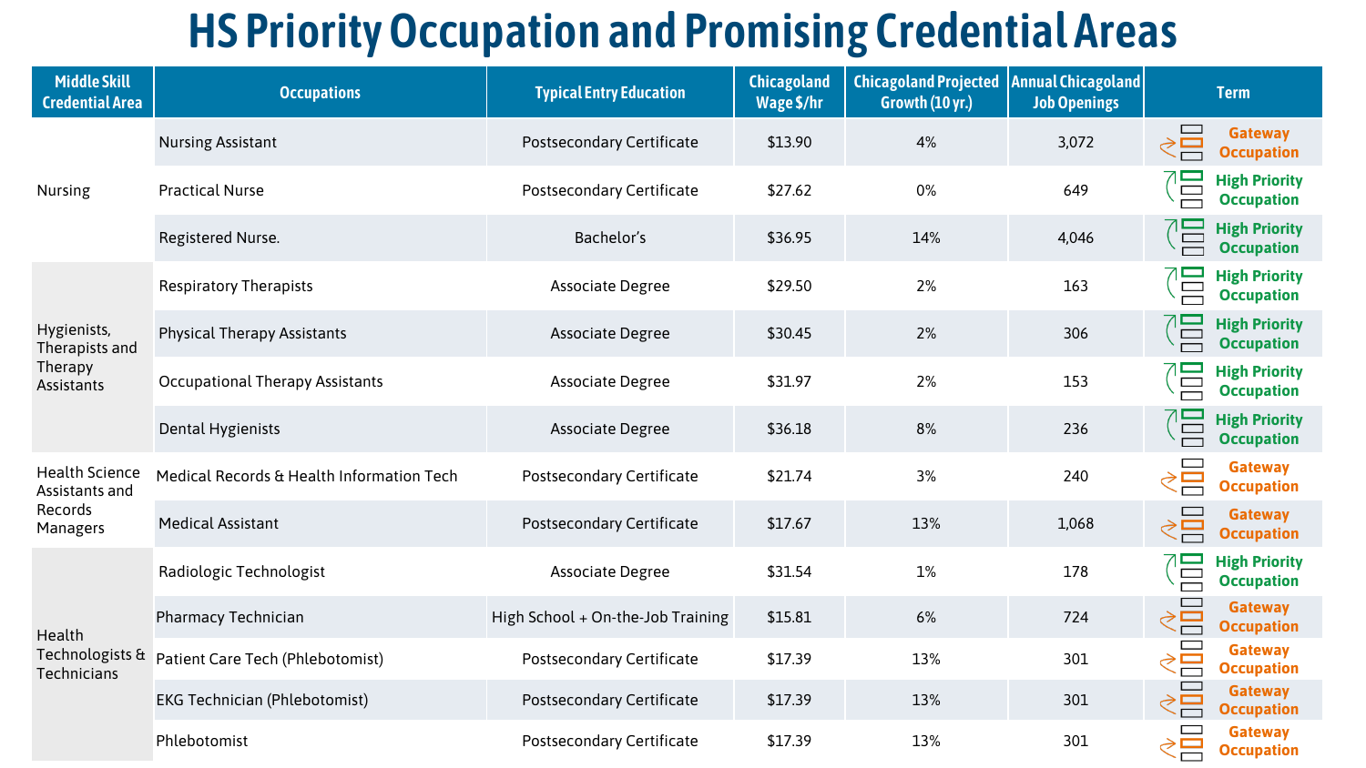# HS Priority Occupation and Promising Credential Areas

| Middle Skill Credential Area | Occupations | Typical Entry Education | Chicagoland Wage $/hr | Chicagoland Projected Growth (10 yr.) | Annual Chicagoland Job Openings | Term |
|---|---|---|---|---|---|---|
| Nursing | Nursing Assistant | Postsecondary Certificate | $13.90 | 4% | 3,072 | Gateway Occupation |
| | Practical Nurse | Postsecondary Certificate | $27.62 | 0% | 649 | High Priority Occupation |
| | Registered Nurse. | Bachelor's | $36.95 | 14% | 4,046 | High Priority Occupation |
| Hygienists, Therapists and Therapy Assistants | Respiratory Therapists | Associate Degree | $29.50 | 2% | 163 | High Priority Occupation |
| | Physical Therapy Assistants | Associate Degree | $30.45 | 2% | 306 | High Priority Occupation |
| | Occupational Therapy Assistants | Associate Degree | $31.97 | 2% | 153 | High Priority Occupation |
| | Dental Hygienists | Associate Degree | $36.18 | 8% | 236 | High Priority Occupation |
| Health Science Assistants and Records Managers | Medical Records & Health Information Tech | Postsecondary Certificate | $21.74 | 3% | 240 | Gateway Occupation |
| | Medical Assistant | Postsecondary Certificate | $17.67 | 13% | 1,068 | Gateway Occupation |
| Health Technologists & Technicians | Radiologic Technologist | Associate Degree | $31.54 | 1% | 178 | High Priority Occupation |
| | Pharmacy Technician | High School + On-the-Job Training | $15.81 | 6% | 724 | Gateway Occupation |
| | Patient Care Tech (Phlebotomist) | Postsecondary Certificate | $17.39 | 13% | 301 | Gateway Occupation |
| | EKG Technician (Phlebotomist) | Postsecondary Certificate | $17.39 | 13% | 301 | Gateway Occupation |
| | Phlebotomist | Postsecondary Certificate | $17.39 | 13% | 301 | Gateway Occupation |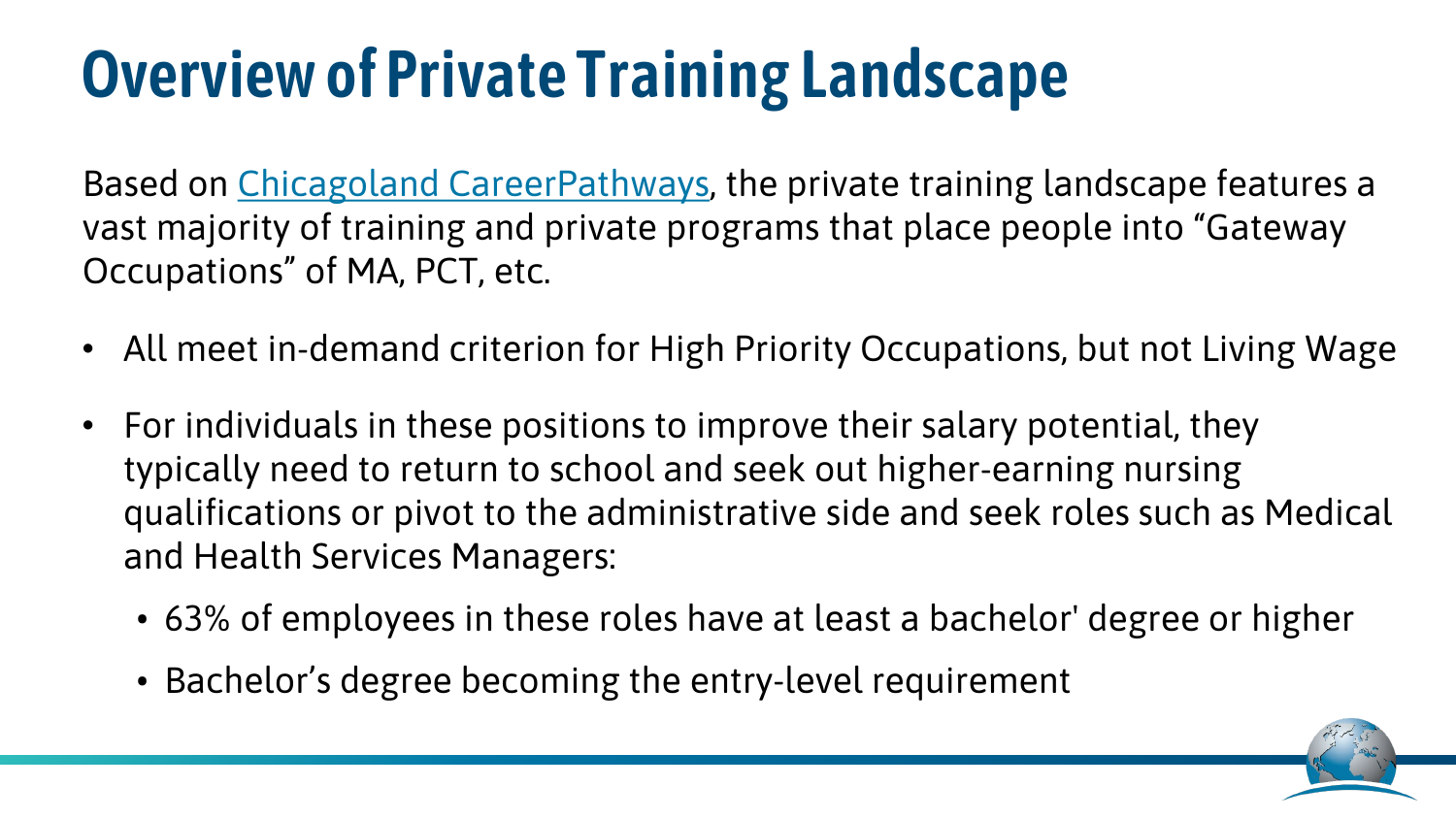# Overview of Private Training Landscape

Based on [Chicagoland CareerPathways](), the private training landscape features a vast majority of training and private programs that place people into "Gateway Occupations" of MA, PCT, etc.

- All meet in-demand criterion for High Priority Occupations, but not Living Wage
- For individuals in these positions to improve their salary potential, they typically need to return to school and seek out higher-earning nursing qualifications or pivot to the administrative side and seek roles such as Medical and Health Services Managers:
  - 63% of employees in these roles have at least a bachelor' degree or higher
  - Bachelor's degree becoming the entry-level requirement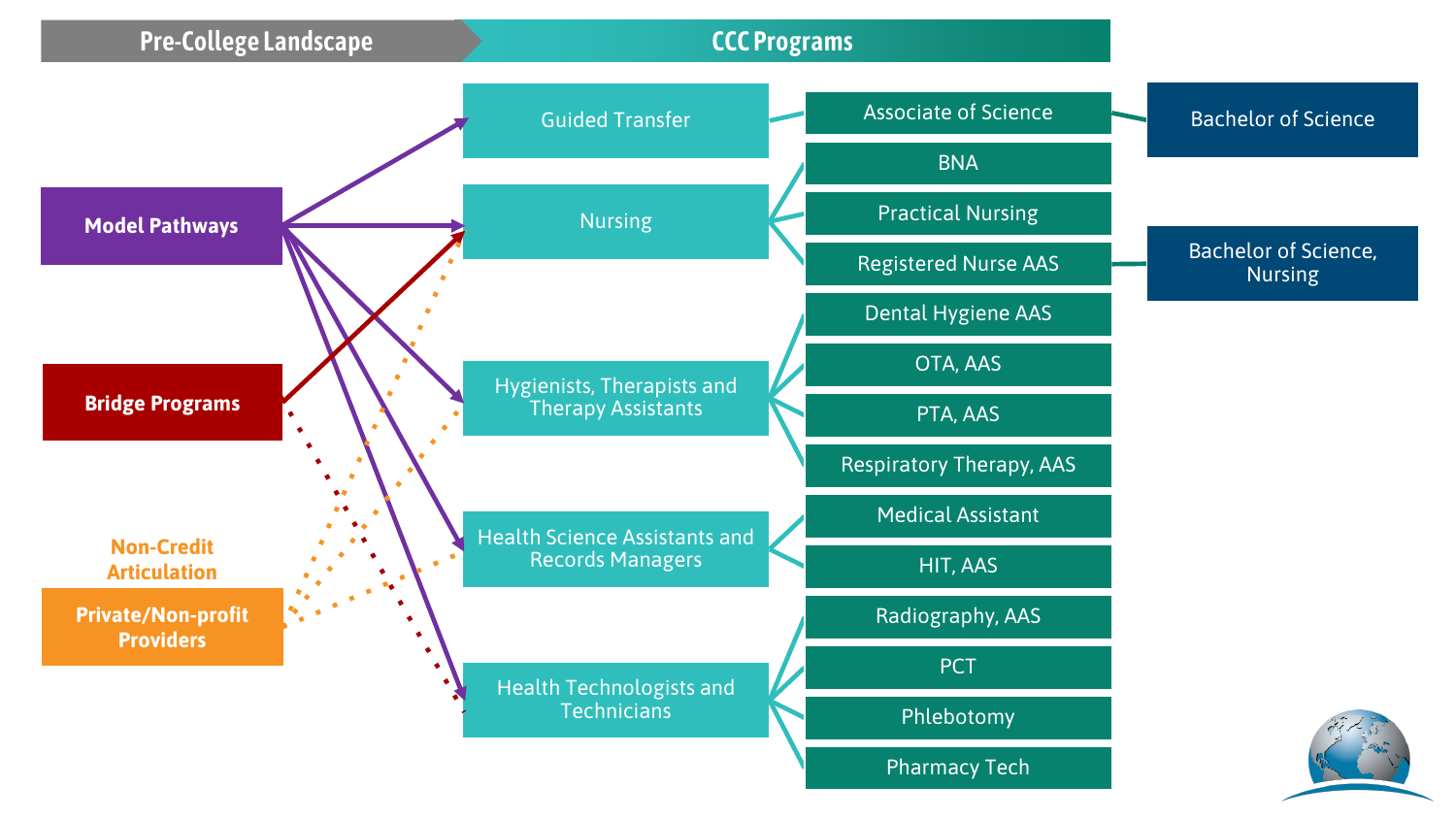## Pre-College Landscape

- **Model Pathways**
- **Bridge Programs**
- **Non-Credit Articulation**
  - **Private/Non-profit Providers**

## CCC Programs

- Guided Transfer
  - Associate of Science
    - Bachelor of Science
- Nursing
  - BNA
  - Practical Nursing
  - Registered Nurse AAS
    - Bachelor of Science, Nursing
- Hygienists, Therapists and Therapy Assistants
  - Dental Hygiene AAS
  - OTA, AAS
  - PTA, AAS
  - Respiratory Therapy, AAS
- Health Science Assistants and Records Managers
  - Medical Assistant
  - HIT, AAS
- Health Technologists and Technicians
  - Radiography, AAS
  - PCT
  - Phlebotomy
  - Pharmacy Tech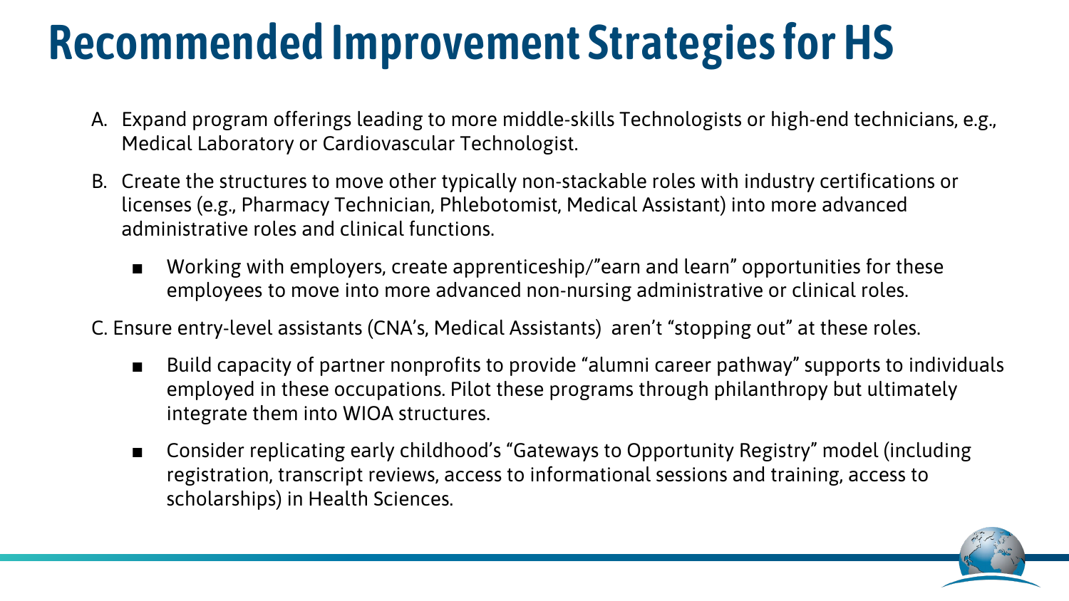# Recommended Improvement Strategies for HS

A. Expand program offerings leading to more middle-skills Technologists or high-end technicians, e.g., Medical Laboratory or Cardiovascular Technologist.

B. Create the structures to move other typically non-stackable roles with industry certifications or licenses (e.g., Pharmacy Technician, Phlebotomist, Medical Assistant) into more advanced administrative roles and clinical functions.

   - Working with employers, create apprenticeship/"earn and learn" opportunities for these employees to move into more advanced non-nursing administrative or clinical roles.

C. Ensure entry-level assistants (CNA's, Medical Assistants) aren't "stopping out" at these roles.

   - Build capacity of partner nonprofits to provide "alumni career pathway" supports to individuals employed in these occupations. Pilot these programs through philanthropy but ultimately integrate them into WIOA structures.
   - Consider replicating early childhood's "Gateways to Opportunity Registry" model (including registration, transcript reviews, access to informational sessions and training, access to scholarships) in Health Sciences.